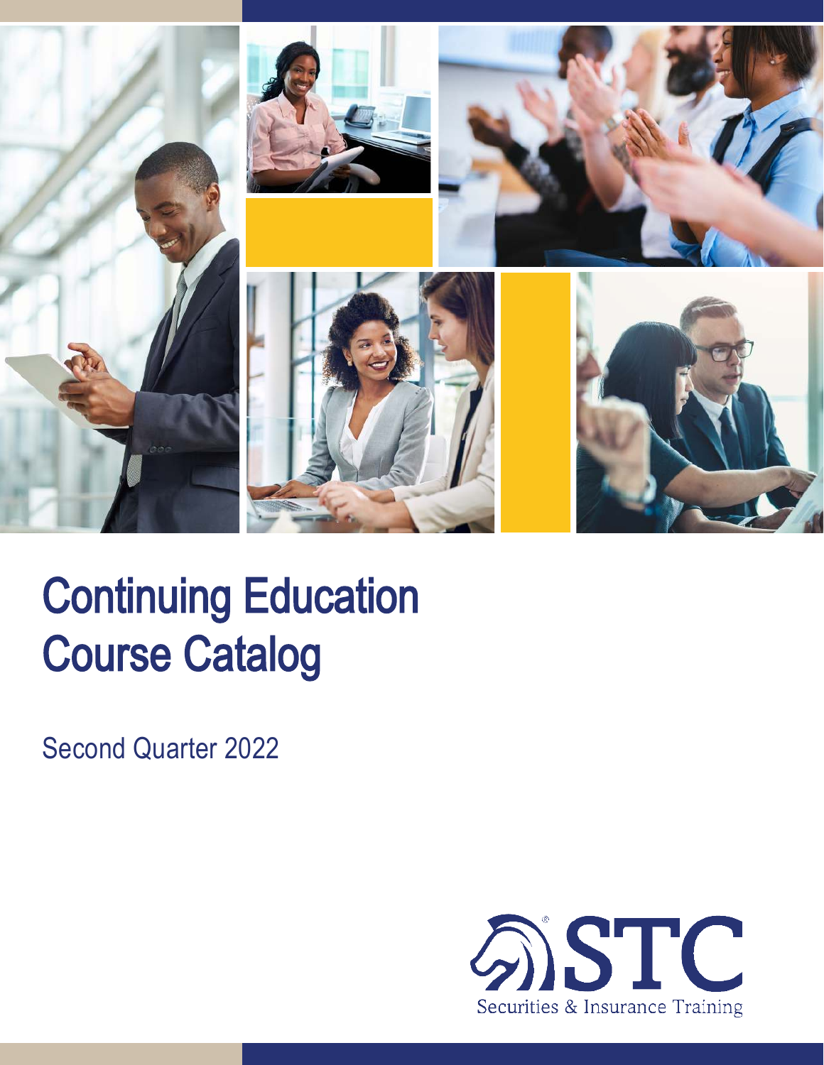# Continuing Education Course Catalog

Second Quarter 2022

STC

Securities & Insurance Training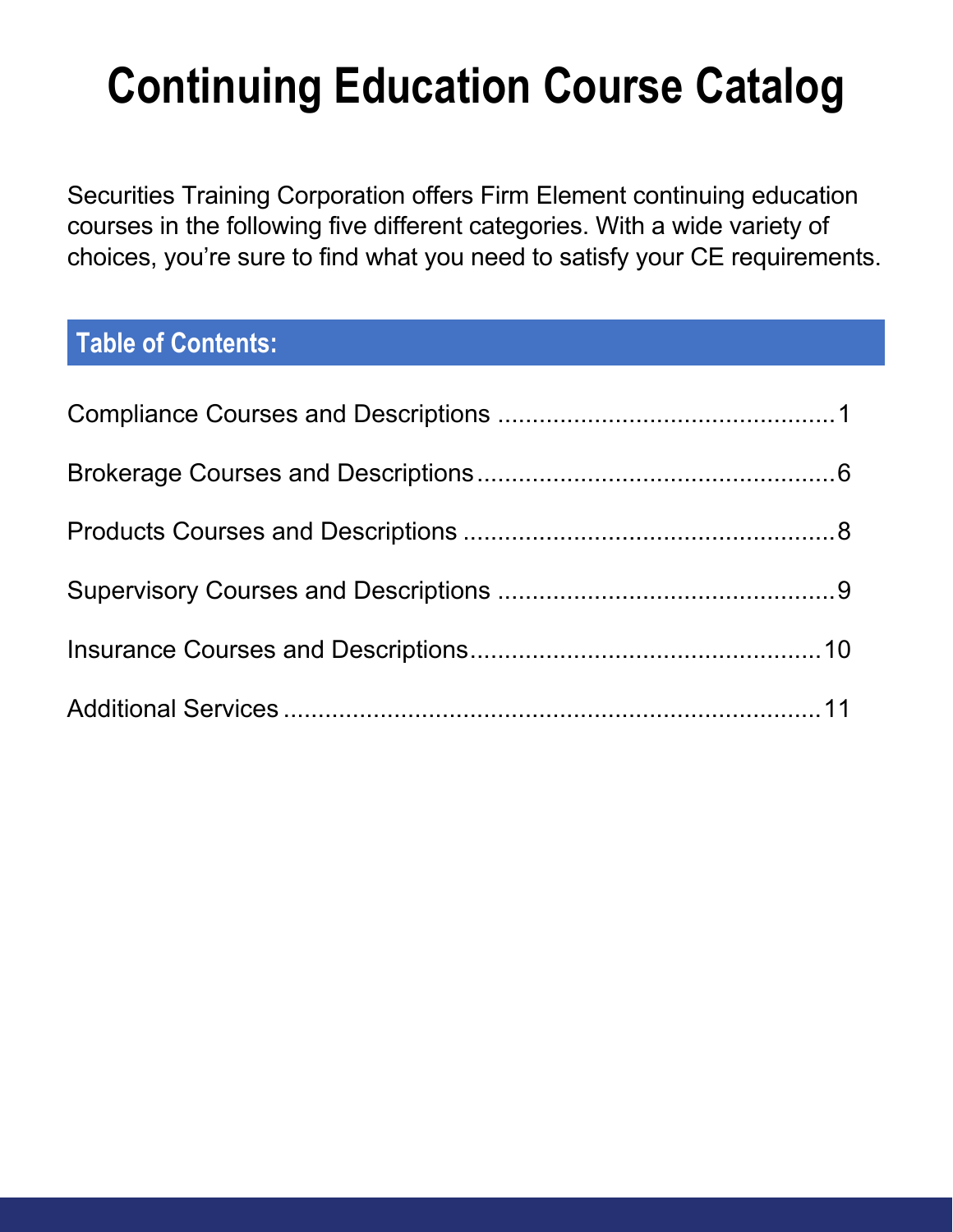# Continuing Education Course Catalog

Securities Training Corporation offers Firm Element continuing education courses in the following five different categories. With a wide variety of choices, you're sure to find what you need to satisfy your CE requirements.

## Table of Contents:

Compliance Courses and Descriptions .................................................1

Brokerage Courses and Descriptions....................................................6

Products Courses and Descriptions ......................................................8

Supervisory Courses and Descriptions .................................................9

Insurance Courses and Descriptions...................................................10

Additional Services ................................................................................11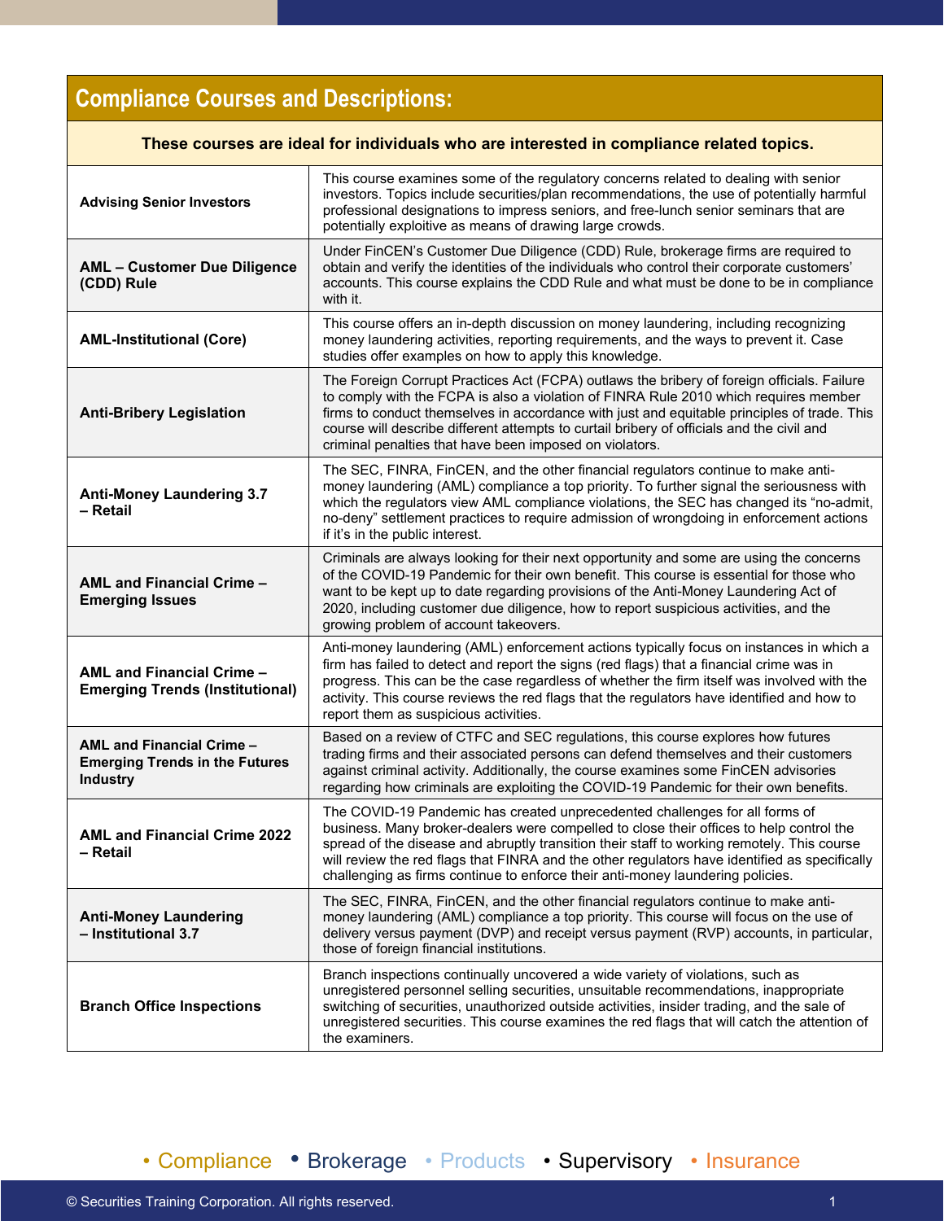## Compliance Courses and Descriptions:

**These courses are ideal for individuals who are interested in compliance related topics.**

| Course | Description |
|---|---|
| **Advising Senior Investors** | This course examines some of the regulatory concerns related to dealing with senior investors. Topics include securities/plan recommendations, the use of potentially harmful professional designations to impress seniors, and free-lunch senior seminars that are potentially exploitive as means of drawing large crowds. |
| **AML – Customer Due Diligence (CDD) Rule** | Under FinCEN's Customer Due Diligence (CDD) Rule, brokerage firms are required to obtain and verify the identities of the individuals who control their corporate customers' accounts. This course explains the CDD Rule and what must be done to be in compliance with it. |
| **AML-Institutional (Core)** | This course offers an in-depth discussion on money laundering, including recognizing money laundering activities, reporting requirements, and the ways to prevent it. Case studies offer examples on how to apply this knowledge. |
| **Anti-Bribery Legislation** | The Foreign Corrupt Practices Act (FCPA) outlaws the bribery of foreign officials. Failure to comply with the FCPA is also a violation of FINRA Rule 2010 which requires member firms to conduct themselves in accordance with just and equitable principles of trade. This course will describe different attempts to curtail bribery of officials and the civil and criminal penalties that have been imposed on violators. |
| **Anti-Money Laundering 3.7 – Retail** | The SEC, FINRA, FinCEN, and the other financial regulators continue to make anti-money laundering (AML) compliance a top priority. To further signal the seriousness with which the regulators view AML compliance violations, the SEC has changed its "no-admit, no-deny" settlement practices to require admission of wrongdoing in enforcement actions if it's in the public interest. |
| **AML and Financial Crime – Emerging Issues** | Criminals are always looking for their next opportunity and some are using the concerns of the COVID-19 Pandemic for their own benefit. This course is essential for those who want to be kept up to date regarding provisions of the Anti-Money Laundering Act of 2020, including customer due diligence, how to report suspicious activities, and the growing problem of account takeovers. |
| **AML and Financial Crime – Emerging Trends (Institutional)** | Anti-money laundering (AML) enforcement actions typically focus on instances in which a firm has failed to detect and report the signs (red flags) that a financial crime was in progress. This can be the case regardless of whether the firm itself was involved with the activity. This course reviews the red flags that the regulators have identified and how to report them as suspicious activities. |
| **AML and Financial Crime – Emerging Trends in the Futures Industry** | Based on a review of CTFC and SEC regulations, this course explores how futures trading firms and their associated persons can defend themselves and their customers against criminal activity. Additionally, the course examines some FinCEN advisories regarding how criminals are exploiting the COVID-19 Pandemic for their own benefits. |
| **AML and Financial Crime 2022 – Retail** | The COVID-19 Pandemic has created unprecedented challenges for all forms of business. Many broker-dealers were compelled to close their offices to help control the spread of the disease and abruptly transition their staff to working remotely. This course will review the red flags that FINRA and the other regulators have identified as specifically challenging as firms continue to enforce their anti-money laundering policies. |
| **Anti-Money Laundering – Institutional 3.7** | The SEC, FINRA, FinCEN, and the other financial regulators continue to make anti-money laundering (AML) compliance a top priority. This course will focus on the use of delivery versus payment (DVP) and receipt versus payment (RVP) accounts, in particular, those of foreign financial institutions. |
| **Branch Office Inspections** | Branch inspections continually uncovered a wide variety of violations, such as unregistered personnel selling securities, unsuitable recommendations, inappropriate switching of securities, unauthorized outside activities, insider trading, and the sale of unregistered securities. This course examines the red flags that will catch the attention of the examiners. |

• Compliance • Brokerage • Products • Supervisory • Insurance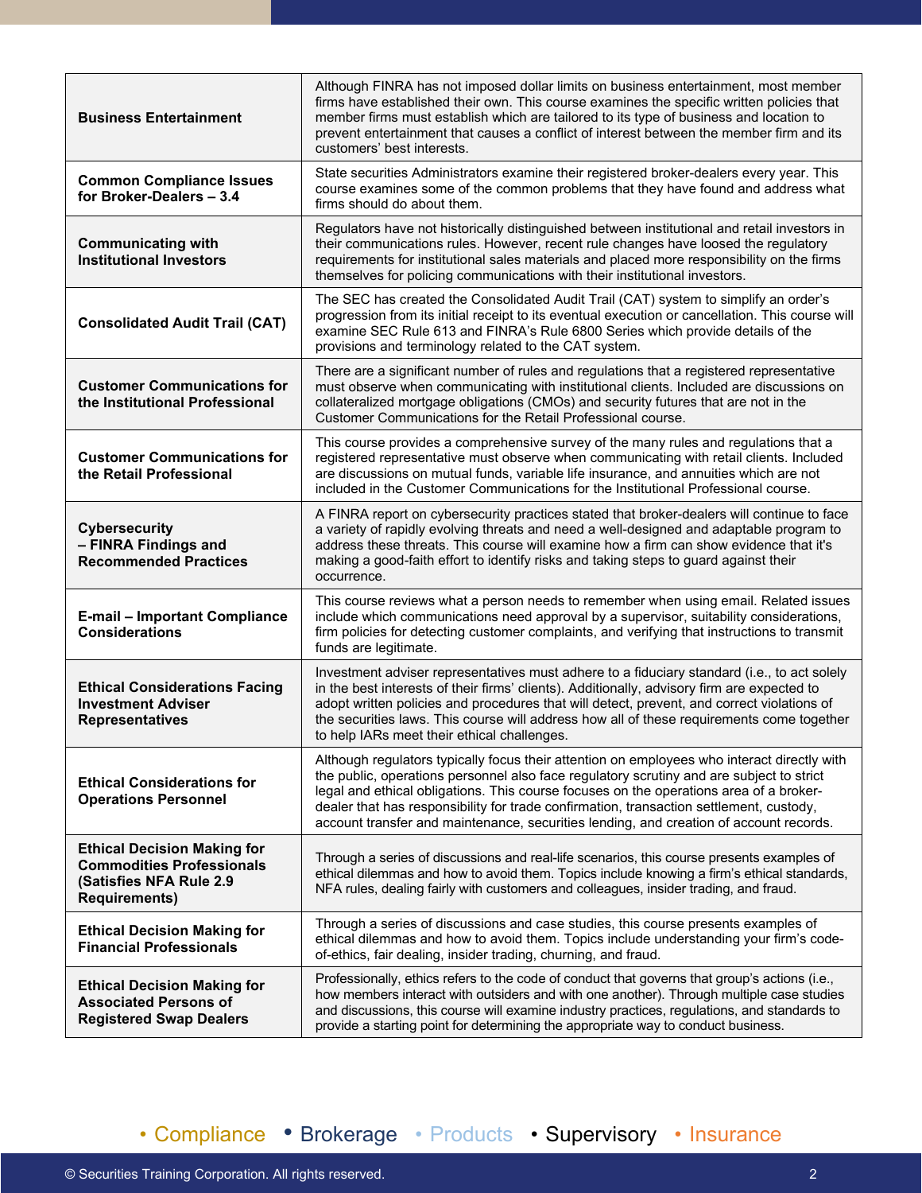| | |
|---|---|
| **Business Entertainment** | Although FINRA has not imposed dollar limits on business entertainment, most member firms have established their own. This course examines the specific written policies that member firms must establish which are tailored to its type of business and location to prevent entertainment that causes a conflict of interest between the member firm and its customers' best interests. |
| **Common Compliance Issues for Broker-Dealers – 3.4** | State securities Administrators examine their registered broker-dealers every year. This course examines some of the common problems that they have found and address what firms should do about them. |
| **Communicating with Institutional Investors** | Regulators have not historically distinguished between institutional and retail investors in their communications rules. However, recent rule changes have loosed the regulatory requirements for institutional sales materials and placed more responsibility on the firms themselves for policing communications with their institutional investors. |
| **Consolidated Audit Trail (CAT)** | The SEC has created the Consolidated Audit Trail (CAT) system to simplify an order's progression from its initial receipt to its eventual execution or cancellation. This course will examine SEC Rule 613 and FINRA's Rule 6800 Series which provide details of the provisions and terminology related to the CAT system. |
| **Customer Communications for the Institutional Professional** | There are a significant number of rules and regulations that a registered representative must observe when communicating with institutional clients. Included are discussions on collateralized mortgage obligations (CMOs) and security futures that are not in the Customer Communications for the Retail Professional course. |
| **Customer Communications for the Retail Professional** | This course provides a comprehensive survey of the many rules and regulations that a registered representative must observe when communicating with retail clients. Included are discussions on mutual funds, variable life insurance, and annuities which are not included in the Customer Communications for the Institutional Professional course. |
| **Cybersecurity – FINRA Findings and Recommended Practices** | A FINRA report on cybersecurity practices stated that broker-dealers will continue to face a variety of rapidly evolving threats and need a well-designed and adaptable program to address these threats. This course will examine how a firm can show evidence that it's making a good-faith effort to identify risks and taking steps to guard against their occurrence. |
| **E-mail – Important Compliance Considerations** | This course reviews what a person needs to remember when using email. Related issues include which communications need approval by a supervisor, suitability considerations, firm policies for detecting customer complaints, and verifying that instructions to transmit funds are legitimate. |
| **Ethical Considerations Facing Investment Adviser Representatives** | Investment adviser representatives must adhere to a fiduciary standard (i.e., to act solely in the best interests of their firms' clients). Additionally, advisory firm are expected to adopt written policies and procedures that will detect, prevent, and correct violations of the securities laws. This course will address how all of these requirements come together to help IARs meet their ethical challenges. |
| **Ethical Considerations for Operations Personnel** | Although regulators typically focus their attention on employees who interact directly with the public, operations personnel also face regulatory scrutiny and are subject to strict legal and ethical obligations. This course focuses on the operations area of a broker-dealer that has responsibility for trade confirmation, transaction settlement, custody, account transfer and maintenance, securities lending, and creation of account records. |
| **Ethical Decision Making for Commodities Professionals (Satisfies NFA Rule 2.9 Requirements)** | Through a series of discussions and real-life scenarios, this course presents examples of ethical dilemmas and how to avoid them. Topics include knowing a firm's ethical standards, NFA rules, dealing fairly with customers and colleagues, insider trading, and fraud. |
| **Ethical Decision Making for Financial Professionals** | Through a series of discussions and case studies, this course presents examples of ethical dilemmas and how to avoid them. Topics include understanding your firm's code-of-ethics, fair dealing, insider trading, churning, and fraud. |
| **Ethical Decision Making for Associated Persons of Registered Swap Dealers** | Professionally, ethics refers to the code of conduct that governs that group's actions (i.e., how members interact with outsiders and with one another). Through multiple case studies and discussions, this course will examine industry practices, regulations, and standards to provide a starting point for determining the appropriate way to conduct business. |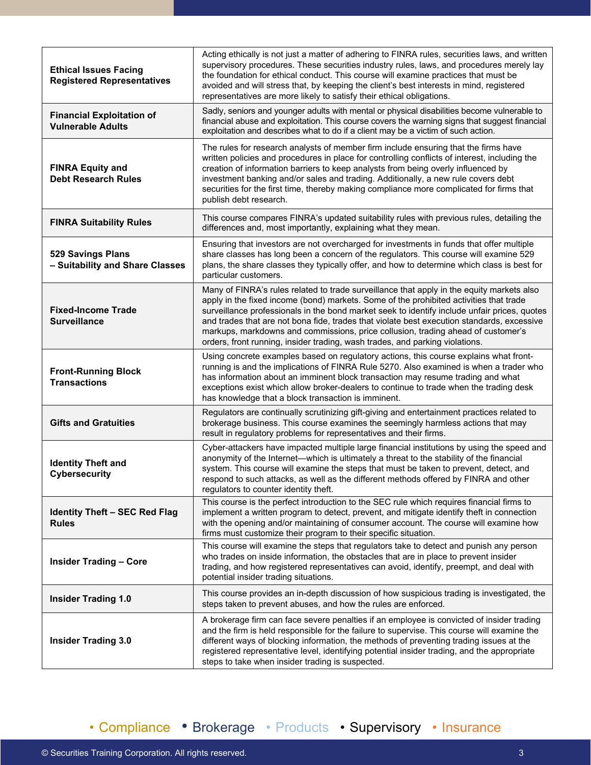| | |
|---|---|
| **Ethical Issues Facing Registered Representatives** | Acting ethically is not just a matter of adhering to FINRA rules, securities laws, and written supervisory procedures. These securities industry rules, laws, and procedures merely lay the foundation for ethical conduct. This course will examine practices that must be avoided and will stress that, by keeping the client's best interests in mind, registered representatives are more likely to satisfy their ethical obligations. |
| **Financial Exploitation of Vulnerable Adults** | Sadly, seniors and younger adults with mental or physical disabilities become vulnerable to financial abuse and exploitation. This course covers the warning signs that suggest financial exploitation and describes what to do if a client may be a victim of such action. |
| **FINRA Equity and Debt Research Rules** | The rules for research analysts of member firm include ensuring that the firms have written policies and procedures in place for controlling conflicts of interest, including the creation of information barriers to keep analysts from being overly influenced by investment banking and/or sales and trading. Additionally, a new rule covers debt securities for the first time, thereby making compliance more complicated for firms that publish debt research. |
| **FINRA Suitability Rules** | This course compares FINRA's updated suitability rules with previous rules, detailing the differences and, most importantly, explaining what they mean. |
| **529 Savings Plans – Suitability and Share Classes** | Ensuring that investors are not overcharged for investments in funds that offer multiple share classes has long been a concern of the regulators. This course will examine 529 plans, the share classes they typically offer, and how to determine which class is best for particular customers. |
| **Fixed-Income Trade Surveillance** | Many of FINRA's rules related to trade surveillance that apply in the equity markets also apply in the fixed income (bond) markets. Some of the prohibited activities that trade surveillance professionals in the bond market seek to identify include unfair prices, quotes and trades that are not bona fide, trades that violate best execution standards, excessive markups, markdowns and commissions, price collusion, trading ahead of customer's orders, front running, insider trading, wash trades, and parking violations. |
| **Front-Running Block Transactions** | Using concrete examples based on regulatory actions, this course explains what front-running is and the implications of FINRA Rule 5270. Also examined is when a trader who has information about an imminent block transaction may resume trading and what exceptions exist which allow broker-dealers to continue to trade when the trading desk has knowledge that a block transaction is imminent. |
| **Gifts and Gratuities** | Regulators are continually scrutinizing gift-giving and entertainment practices related to brokerage business. This course examines the seemingly harmless actions that may result in regulatory problems for representatives and their firms. |
| **Identity Theft and Cybersecurity** | Cyber-attackers have impacted multiple large financial institutions by using the speed and anonymity of the Internet—which is ultimately a threat to the stability of the financial system. This course will examine the steps that must be taken to prevent, detect, and respond to such attacks, as well as the different methods offered by FINRA and other regulators to counter identity theft. |
| **Identity Theft – SEC Red Flag Rules** | This course is the perfect introduction to the SEC rule which requires financial firms to implement a written program to detect, prevent, and mitigate identify theft in connection with the opening and/or maintaining of consumer account. The course will examine how firms must customize their program to their specific situation. |
| **Insider Trading – Core** | This course will examine the steps that regulators take to detect and punish any person who trades on inside information, the obstacles that are in place to prevent insider trading, and how registered representatives can avoid, identify, preempt, and deal with potential insider trading situations. |
| **Insider Trading 1.0** | This course provides an in-depth discussion of how suspicious trading is investigated, the steps taken to prevent abuses, and how the rules are enforced. |
| **Insider Trading 3.0** | A brokerage firm can face severe penalties if an employee is convicted of insider trading and the firm is held responsible for the failure to supervise. This course will examine the different ways of blocking information, the methods of preventing trading issues at the registered representative level, identifying potential insider trading, and the appropriate steps to take when insider trading is suspected. |

• Compliance • Brokerage • Products • Supervisory • Insurance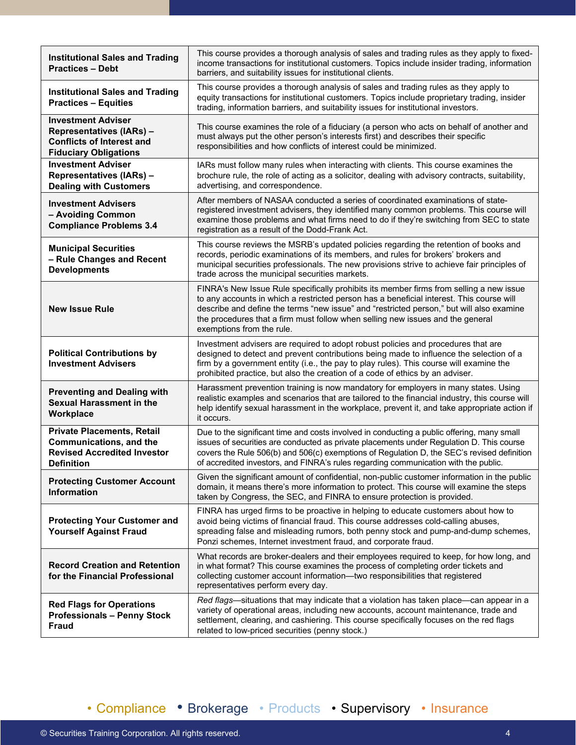| | |
|---|---|
| **Institutional Sales and Trading Practices – Debt** | This course provides a thorough analysis of sales and trading rules as they apply to fixed-income transactions for institutional customers. Topics include insider trading, information barriers, and suitability issues for institutional clients. |
| **Institutional Sales and Trading Practices – Equities** | This course provides a thorough analysis of sales and trading rules as they apply to equity transactions for institutional customers. Topics include proprietary trading, insider trading, information barriers, and suitability issues for institutional investors. |
| **Investment Adviser Representatives (IARs) – Conflicts of Interest and Fiduciary Obligations** | This course examines the role of a fiduciary (a person who acts on behalf of another and must always put the other person's interests first) and describes their specific responsibilities and how conflicts of interest could be minimized. |
| **Investment Adviser Representatives (IARs) – Dealing with Customers** | IARs must follow many rules when interacting with clients. This course examines the brochure rule, the role of acting as a solicitor, dealing with advisory contracts, suitability, advertising, and correspondence. |
| **Investment Advisers – Avoiding Common Compliance Problems 3.4** | After members of NASAA conducted a series of coordinated examinations of state-registered investment advisers, they identified many common problems. This course will examine those problems and what firms need to do if they're switching from SEC to state registration as a result of the Dodd-Frank Act. |
| **Municipal Securities – Rule Changes and Recent Developments** | This course reviews the MSRB's updated policies regarding the retention of books and records, periodic examinations of its members, and rules for brokers' brokers and municipal securities professionals. The new provisions strive to achieve fair principles of trade across the municipal securities markets. |
| **New Issue Rule** | FINRA's New Issue Rule specifically prohibits its member firms from selling a new issue to any accounts in which a restricted person has a beneficial interest. This course will describe and define the terms "new issue" and "restricted person," but will also examine the procedures that a firm must follow when selling new issues and the general exemptions from the rule. |
| **Political Contributions by Investment Advisers** | Investment advisers are required to adopt robust policies and procedures that are designed to detect and prevent contributions being made to influence the selection of a firm by a government entity (i.e., the pay to play rules). This course will examine the prohibited practice, but also the creation of a code of ethics by an adviser. |
| **Preventing and Dealing with Sexual Harassment in the Workplace** | Harassment prevention training is now mandatory for employers in many states. Using realistic examples and scenarios that are tailored to the financial industry, this course will help identify sexual harassment in the workplace, prevent it, and take appropriate action if it occurs. |
| **Private Placements, Retail Communications, and the Revised Accredited Investor Definition** | Due to the significant time and costs involved in conducting a public offering, many small issues of securities are conducted as private placements under Regulation D. This course covers the Rule 506(b) and 506(c) exemptions of Regulation D, the SEC's revised definition of accredited investors, and FINRA's rules regarding communication with the public. |
| **Protecting Customer Account Information** | Given the significant amount of confidential, non-public customer information in the public domain, it means there's more information to protect. This course will examine the steps taken by Congress, the SEC, and FINRA to ensure protection is provided. |
| **Protecting Your Customer and Yourself Against Fraud** | FINRA has urged firms to be proactive in helping to educate customers about how to avoid being victims of financial fraud. This course addresses cold-calling abuses, spreading false and misleading rumors, both penny stock and pump-and-dump schemes, Ponzi schemes, Internet investment fraud, and corporate fraud. |
| **Record Creation and Retention for the Financial Professional** | What records are broker-dealers and their employees required to keep, for how long, and in what format? This course examines the process of completing order tickets and collecting customer account information—two responsibilities that registered representatives perform every day. |
| **Red Flags for Operations Professionals – Penny Stock Fraud** | *Red flags*—situations that may indicate that a violation has taken place—can appear in a variety of operational areas, including new accounts, account maintenance, trade and settlement, clearing, and cashiering. This course specifically focuses on the red flags related to low-priced securities (penny stock.) |

• Compliance • Brokerage • Products • Supervisory • Insurance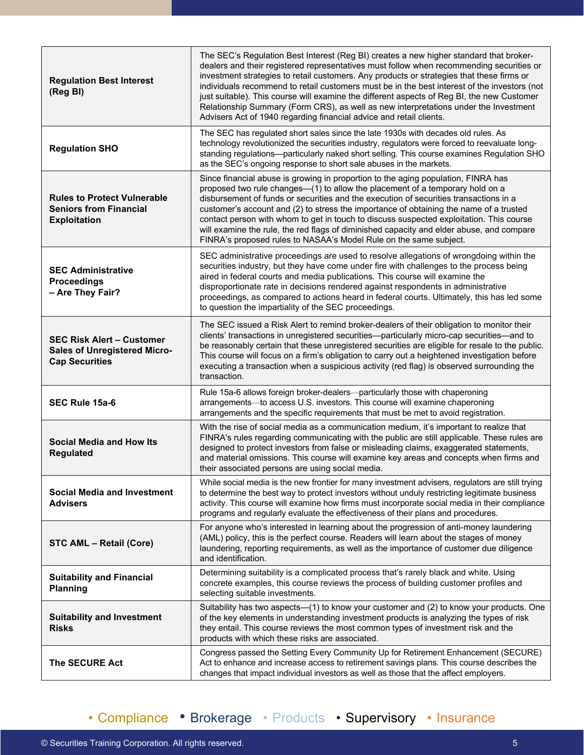| | |
|---|---|
| **Regulation Best Interest (Reg BI)** | The SEC's Regulation Best Interest (Reg BI) creates a new higher standard that broker-dealers and their registered representatives must follow when recommending securities or investment strategies to retail customers. Any products or strategies that these firms or individuals recommend to retail customers must be in the best interest of the investors (not just suitable). This course will examine the different aspects of Reg BI, the new Customer Relationship Summary (Form CRS), as well as new interpretations under the Investment Advisers Act of 1940 regarding financial advice and retail clients. |
| **Regulation SHO** | The SEC has regulated short sales since the late 1930s with decades old rules. As technology revolutionized the securities industry, regulators were forced to reevaluate long-standing regulations—particularly naked short selling. This course examines Regulation SHO as the SEC's ongoing response to short sale abuses in the markets. |
| **Rules to Protect Vulnerable Seniors from Financial Exploitation** | Since financial abuse is growing in proportion to the aging population, FINRA has proposed two rule changes—(1) to allow the placement of a temporary hold on a disbursement of funds or securities and the execution of securities transactions in a customer's account and (2) to stress the importance of obtaining the name of a trusted contact person with whom to get in touch to discuss suspected exploitation. This course will examine the rule, the red flags of diminished capacity and elder abuse, and compare FINRA's proposed rules to NASAA's Model Rule on the same subject. |
| **SEC Administrative Proceedings – Are They Fair?** | SEC administrative proceedings are used to resolve allegations of wrongdoing within the securities industry, but they have come under fire with challenges to the process being aired in federal courts and media publications. This course will examine the disproportionate rate in decisions rendered against respondents in administrative proceedings, as compared to actions heard in federal courts. Ultimately, this has led some to question the impartiality of the SEC proceedings. |
| **SEC Risk Alert – Customer Sales of Unregistered Micro-Cap Securities** | The SEC issued a Risk Alert to remind broker-dealers of their obligation to monitor their clients' transactions in unregistered securities—particularly micro-cap securities—and to be reasonably certain that these unregistered securities are eligible for resale to the public. This course will focus on a firm's obligation to carry out a heightened investigation before executing a transaction when a suspicious activity (red flag) is observed surrounding the transaction. |
| **SEC Rule 15a-6** | Rule 15a-6 allows foreign broker-dealers—particularly those with chaperoning arrangements—to access U.S. investors. This course will examine chaperoning arrangements and the specific requirements that must be met to avoid registration. |
| **Social Media and How Its Regulated** | With the rise of social media as a communication medium, it's important to realize that FINRA's rules regarding communicating with the public are still applicable. These rules are designed to protect investors from false or misleading claims, exaggerated statements, and material omissions. This course will examine key areas and concepts when firms and their associated persons are using social media. |
| **Social Media and Investment Advisers** | While social media is the new frontier for many investment advisers, regulators are still trying to determine the best way to protect investors without unduly restricting legitimate business activity. This course will examine how firms must incorporate social media in their compliance programs and regularly evaluate the effectiveness of their plans and procedures. |
| **STC AML – Retail (Core)** | For anyone who's interested in learning about the progression of anti-money laundering (AML) policy, this is the perfect course. Readers will learn about the stages of money laundering, reporting requirements, as well as the importance of customer due diligence and identification. |
| **Suitability and Financial Planning** | Determining suitability is a complicated process that's rarely black and white. Using concrete examples, this course reviews the process of building customer profiles and selecting suitable investments. |
| **Suitability and Investment Risks** | Suitability has two aspects—(1) to know your customer and (2) to know your products. One of the key elements in understanding investment products is analyzing the types of risk they entail. This course reviews the most common types of investment risk and the products with which these risks are associated. |
| **The SECURE Act** | Congress passed the Setting Every Community Up for Retirement Enhancement (SECURE) Act to enhance and increase access to retirement savings plans. This course describes the changes that impact individual investors as well as those that the affect employers. |

• Compliance • Brokerage • Products • Supervisory • Insurance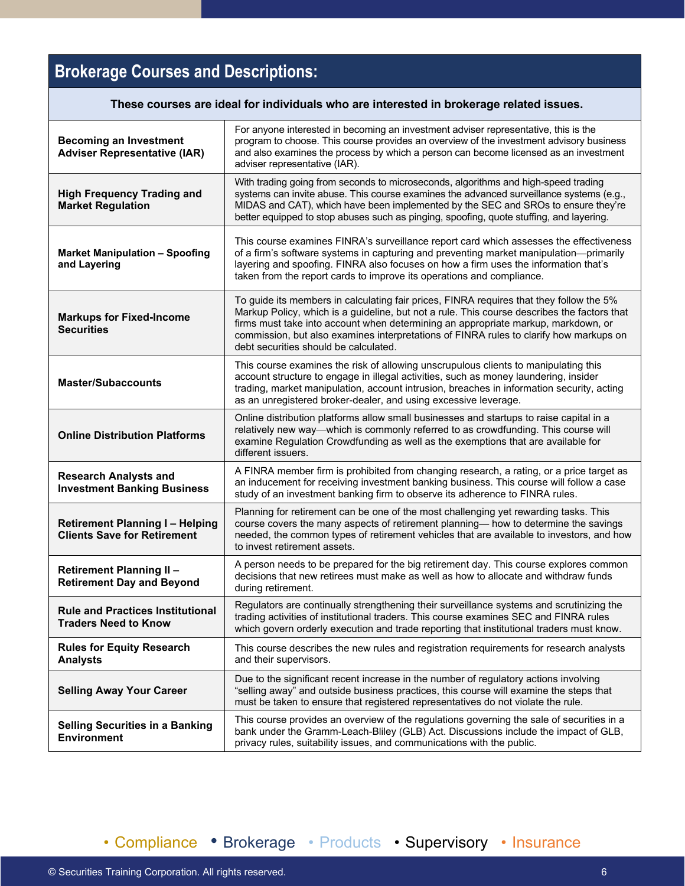## Brokerage Courses and Descriptions:

**These courses are ideal for individuals who are interested in brokerage related issues.**

| Course | Description |
|---|---|
| **Becoming an Investment Adviser Representative (IAR)** | For anyone interested in becoming an investment adviser representative, this is the program to choose. This course provides an overview of the investment advisory business and also examines the process by which a person can become licensed as an investment adviser representative (IAR). |
| **High Frequency Trading and Market Regulation** | With trading going from seconds to microseconds, algorithms and high-speed trading systems can invite abuse. This course examines the advanced surveillance systems (e.g., MIDAS and CAT), which have been implemented by the SEC and SROs to ensure they're better equipped to stop abuses such as pinging, spoofing, quote stuffing, and layering. |
| **Market Manipulation – Spoofing and Layering** | This course examines FINRA's surveillance report card which assesses the effectiveness of a firm's software systems in capturing and preventing market manipulation—primarily layering and spoofing. FINRA also focuses on how a firm uses the information that's taken from the report cards to improve its operations and compliance. |
| **Markups for Fixed-Income Securities** | To guide its members in calculating fair prices, FINRA requires that they follow the 5% Markup Policy, which is a guideline, but not a rule. This course describes the factors that firms must take into account when determining an appropriate markup, markdown, or commission, but also examines interpretations of FINRA rules to clarify how markups on debt securities should be calculated. |
| **Master/Subaccounts** | This course examines the risk of allowing unscrupulous clients to manipulating this account structure to engage in illegal activities, such as money laundering, insider trading, market manipulation, account intrusion, breaches in information security, acting as an unregistered broker-dealer, and using excessive leverage. |
| **Online Distribution Platforms** | Online distribution platforms allow small businesses and startups to raise capital in a relatively new way—which is commonly referred to as crowdfunding. This course will examine Regulation Crowdfunding as well as the exemptions that are available for different issuers. |
| **Research Analysts and Investment Banking Business** | A FINRA member firm is prohibited from changing research, a rating, or a price target as an inducement for receiving investment banking business. This course will follow a case study of an investment banking firm to observe its adherence to FINRA rules. |
| **Retirement Planning I – Helping Clients Save for Retirement** | Planning for retirement can be one of the most challenging yet rewarding tasks. This course covers the many aspects of retirement planning— how to determine the savings needed, the common types of retirement vehicles that are available to investors, and how to invest retirement assets. |
| **Retirement Planning II – Retirement Day and Beyond** | A person needs to be prepared for the big retirement day. This course explores common decisions that new retirees must make as well as how to allocate and withdraw funds during retirement. |
| **Rule and Practices Institutional Traders Need to Know** | Regulators are continually strengthening their surveillance systems and scrutinizing the trading activities of institutional traders. This course examines SEC and FINRA rules which govern orderly execution and trade reporting that institutional traders must know. |
| **Rules for Equity Research Analysts** | This course describes the new rules and registration requirements for research analysts and their supervisors. |
| **Selling Away Your Career** | Due to the significant recent increase in the number of regulatory actions involving "selling away" and outside business practices, this course will examine the steps that must be taken to ensure that registered representatives do not violate the rule. |
| **Selling Securities in a Banking Environment** | This course provides an overview of the regulations governing the sale of securities in a bank under the Gramm-Leach-Bliley (GLB) Act. Discussions include the impact of GLB, privacy rules, suitability issues, and communications with the public. |

• Compliance • Brokerage • Products • Supervisory • Insurance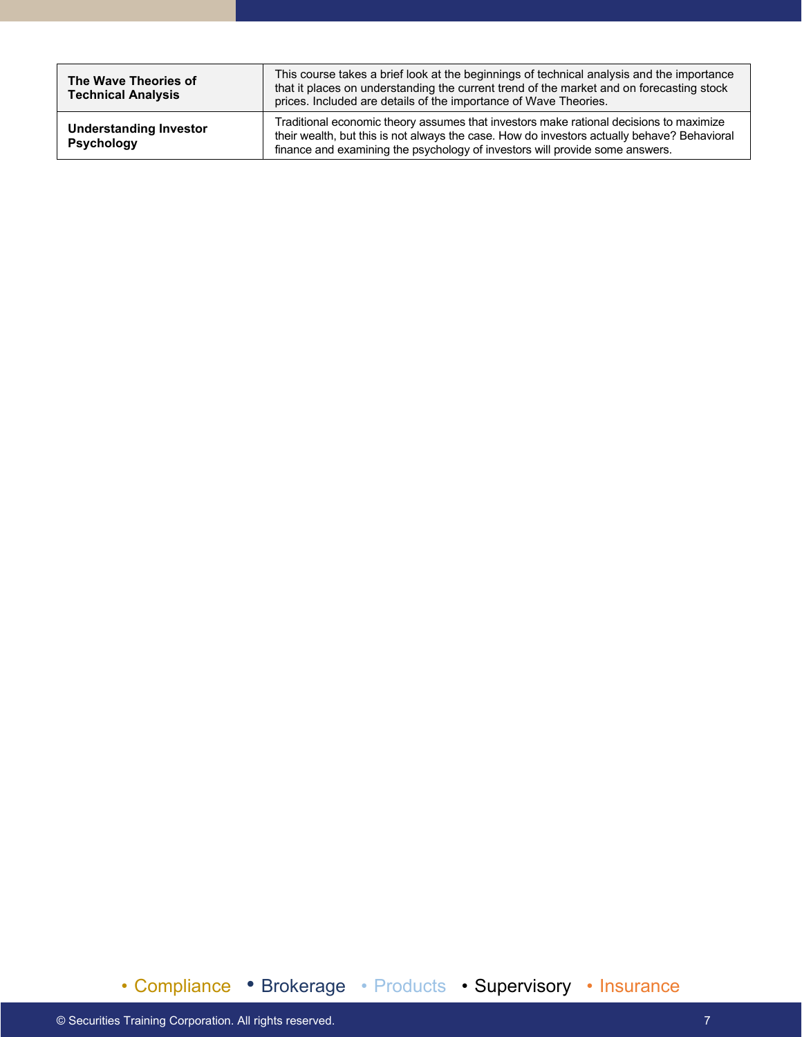| | |
|---|---|
| **The Wave Theories of Technical Analysis** | This course takes a brief look at the beginnings of technical analysis and the importance that it places on understanding the current trend of the market and on forecasting stock prices. Included are details of the importance of Wave Theories. |
| **Understanding Investor Psychology** | Traditional economic theory assumes that investors make rational decisions to maximize their wealth, but this is not always the case. How do investors actually behave? Behavioral finance and examining the psychology of investors will provide some answers. |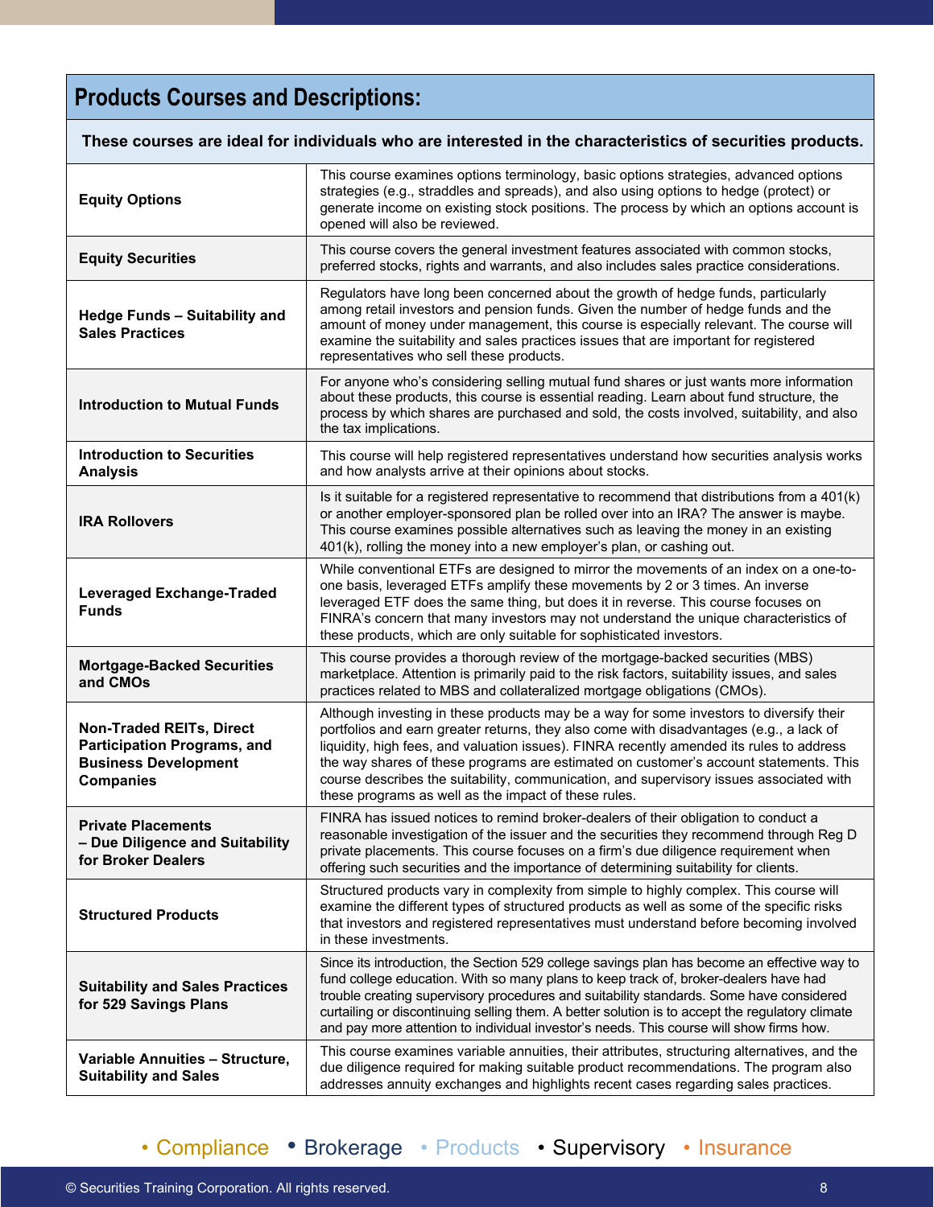## Products Courses and Descriptions:

**These courses are ideal for individuals who are interested in the characteristics of securities products.**

| Course | Description |
|---|---|
| **Equity Options** | This course examines options terminology, basic options strategies, advanced options strategies (e.g., straddles and spreads), and also using options to hedge (protect) or generate income on existing stock positions. The process by which an options account is opened will also be reviewed. |
| **Equity Securities** | This course covers the general investment features associated with common stocks, preferred stocks, rights and warrants, and also includes sales practice considerations. |
| **Hedge Funds – Suitability and Sales Practices** | Regulators have long been concerned about the growth of hedge funds, particularly among retail investors and pension funds. Given the number of hedge funds and the amount of money under management, this course is especially relevant. The course will examine the suitability and sales practices issues that are important for registered representatives who sell these products. |
| **Introduction to Mutual Funds** | For anyone who's considering selling mutual fund shares or just wants more information about these products, this course is essential reading. Learn about fund structure, the process by which shares are purchased and sold, the costs involved, suitability, and also the tax implications. |
| **Introduction to Securities Analysis** | This course will help registered representatives understand how securities analysis works and how analysts arrive at their opinions about stocks. |
| **IRA Rollovers** | Is it suitable for a registered representative to recommend that distributions from a 401(k) or another employer-sponsored plan be rolled over into an IRA? The answer is maybe. This course examines possible alternatives such as leaving the money in an existing 401(k), rolling the money into a new employer's plan, or cashing out. |
| **Leveraged Exchange-Traded Funds** | While conventional ETFs are designed to mirror the movements of an index on a one-to-one basis, leveraged ETFs amplify these movements by 2 or 3 times. An inverse leveraged ETF does the same thing, but does it in reverse. This course focuses on FINRA's concern that many investors may not understand the unique characteristics of these products, which are only suitable for sophisticated investors. |
| **Mortgage-Backed Securities and CMOs** | This course provides a thorough review of the mortgage-backed securities (MBS) marketplace. Attention is primarily paid to the risk factors, suitability issues, and sales practices related to MBS and collateralized mortgage obligations (CMOs). |
| **Non-Traded REITs, Direct Participation Programs, and Business Development Companies** | Although investing in these products may be a way for some investors to diversify their portfolios and earn greater returns, they also come with disadvantages (e.g., a lack of liquidity, high fees, and valuation issues). FINRA recently amended its rules to address the way shares of these programs are estimated on customer's account statements. This course describes the suitability, communication, and supervisory issues associated with these programs as well as the impact of these rules. |
| **Private Placements – Due Diligence and Suitability for Broker Dealers** | FINRA has issued notices to remind broker-dealers of their obligation to conduct a reasonable investigation of the issuer and the securities they recommend through Reg D private placements. This course focuses on a firm's due diligence requirement when offering such securities and the importance of determining suitability for clients. |
| **Structured Products** | Structured products vary in complexity from simple to highly complex. This course will examine the different types of structured products as well as some of the specific risks that investors and registered representatives must understand before becoming involved in these investments. |
| **Suitability and Sales Practices for 529 Savings Plans** | Since its introduction, the Section 529 college savings plan has become an effective way to fund college education. With so many plans to keep track of, broker-dealers have had trouble creating supervisory procedures and suitability standards. Some have considered curtailing or discontinuing selling them. A better solution is to accept the regulatory climate and pay more attention to individual investor's needs. This course will show firms how. |
| **Variable Annuities – Structure, Suitability and Sales** | This course examines variable annuities, their attributes, structuring alternatives, and the due diligence required for making suitable product recommendations. The program also addresses annuity exchanges and highlights recent cases regarding sales practices. |

• Compliance • Brokerage • Products • Supervisory • Insurance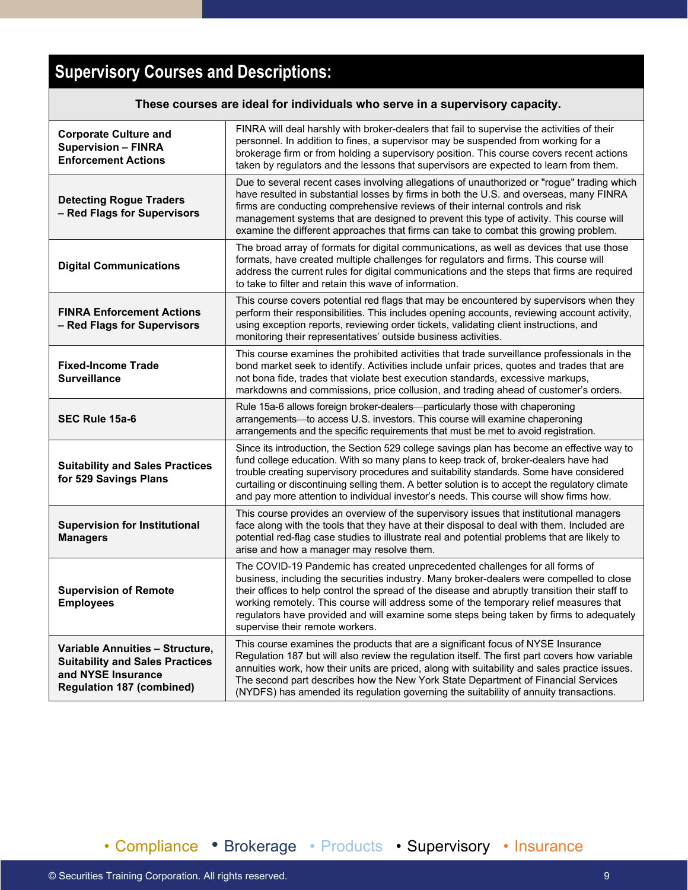## Supervisory Courses and Descriptions:

**These courses are ideal for individuals who serve in a supervisory capacity.**

| Course | Description |
|---|---|
| **Corporate Culture and Supervision – FINRA Enforcement Actions** | FINRA will deal harshly with broker-dealers that fail to supervise the activities of their personnel. In addition to fines, a supervisor may be suspended from working for a brokerage firm or from holding a supervisory position. This course covers recent actions taken by regulators and the lessons that supervisors are expected to learn from them. |
| **Detecting Rogue Traders – Red Flags for Supervisors** | Due to several recent cases involving allegations of unauthorized or "rogue" trading which have resulted in substantial losses by firms in both the U.S. and overseas, many FINRA firms are conducting comprehensive reviews of their internal controls and risk management systems that are designed to prevent this type of activity. This course will examine the different approaches that firms can take to combat this growing problem. |
| **Digital Communications** | The broad array of formats for digital communications, as well as devices that use those formats, have created multiple challenges for regulators and firms. This course will address the current rules for digital communications and the steps that firms are required to take to filter and retain this wave of information. |
| **FINRA Enforcement Actions – Red Flags for Supervisors** | This course covers potential red flags that may be encountered by supervisors when they perform their responsibilities. This includes opening accounts, reviewing account activity, using exception reports, reviewing order tickets, validating client instructions, and monitoring their representatives' outside business activities. |
| **Fixed-Income Trade Surveillance** | This course examines the prohibited activities that trade surveillance professionals in the bond market seek to identify. Activities include unfair prices, quotes and trades that are not bona fide, trades that violate best execution standards, excessive markups, markdowns and commissions, price collusion, and trading ahead of customer's orders. |
| **SEC Rule 15a-6** | Rule 15a-6 allows foreign broker-dealers—particularly those with chaperoning arrangements—to access U.S. investors. This course will examine chaperoning arrangements and the specific requirements that must be met to avoid registration. |
| **Suitability and Sales Practices for 529 Savings Plans** | Since its introduction, the Section 529 college savings plan has become an effective way to fund college education. With so many plans to keep track of, broker-dealers have had trouble creating supervisory procedures and suitability standards. Some have considered curtailing or discontinuing selling them. A better solution is to accept the regulatory climate and pay more attention to individual investor's needs. This course will show firms how. |
| **Supervision for Institutional Managers** | This course provides an overview of the supervisory issues that institutional managers face along with the tools that they have at their disposal to deal with them. Included are potential red-flag case studies to illustrate real and potential problems that are likely to arise and how a manager may resolve them. |
| **Supervision of Remote Employees** | The COVID-19 Pandemic has created unprecedented challenges for all forms of business, including the securities industry. Many broker-dealers were compelled to close their offices to help control the spread of the disease and abruptly transition their staff to working remotely. This course will address some of the temporary relief measures that regulators have provided and will examine some steps being taken by firms to adequately supervise their remote workers. |
| **Variable Annuities – Structure, Suitability and Sales Practices and NYSE Insurance Regulation 187 (combined)** | This course examines the products that are a significant focus of NYSE Insurance Regulation 187 but will also review the regulation itself. The first part covers how variable annuities work, how their units are priced, along with suitability and sales practice issues. The second part describes how the New York State Department of Financial Services (NYDFS) has amended its regulation governing the suitability of annuity transactions. |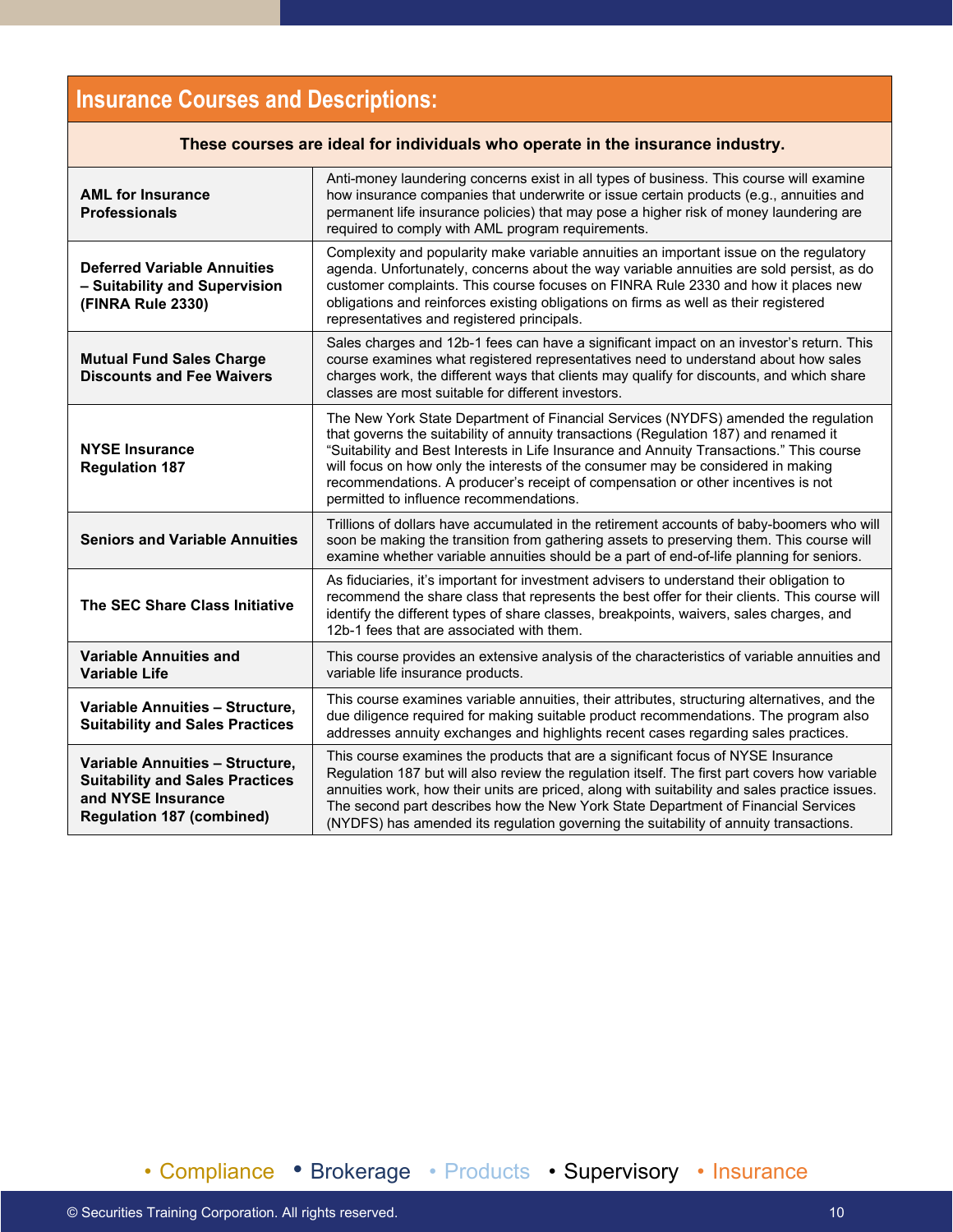## Insurance Courses and Descriptions:

| These courses are ideal for individuals who operate in the insurance industry. | |
|---|---|
| **AML for Insurance Professionals** | Anti-money laundering concerns exist in all types of business. This course will examine how insurance companies that underwrite or issue certain products (e.g., annuities and permanent life insurance policies) that may pose a higher risk of money laundering are required to comply with AML program requirements. |
| **Deferred Variable Annuities – Suitability and Supervision (FINRA Rule 2330)** | Complexity and popularity make variable annuities an important issue on the regulatory agenda. Unfortunately, concerns about the way variable annuities are sold persist, as do customer complaints. This course focuses on FINRA Rule 2330 and how it places new obligations and reinforces existing obligations on firms as well as their registered representatives and registered principals. |
| **Mutual Fund Sales Charge Discounts and Fee Waivers** | Sales charges and 12b-1 fees can have a significant impact on an investor's return. This course examines what registered representatives need to understand about how sales charges work, the different ways that clients may qualify for discounts, and which share classes are most suitable for different investors. |
| **NYSE Insurance Regulation 187** | The New York State Department of Financial Services (NYDFS) amended the regulation that governs the suitability of annuity transactions (Regulation 187) and renamed it "Suitability and Best Interests in Life Insurance and Annuity Transactions." This course will focus on how only the interests of the consumer may be considered in making recommendations. A producer's receipt of compensation or other incentives is not permitted to influence recommendations. |
| **Seniors and Variable Annuities** | Trillions of dollars have accumulated in the retirement accounts of baby-boomers who will soon be making the transition from gathering assets to preserving them. This course will examine whether variable annuities should be a part of end-of-life planning for seniors. |
| **The SEC Share Class Initiative** | As fiduciaries, it's important for investment advisers to understand their obligation to recommend the share class that represents the best offer for their clients. This course will identify the different types of share classes, breakpoints, waivers, sales charges, and 12b-1 fees that are associated with them. |
| **Variable Annuities and Variable Life** | This course provides an extensive analysis of the characteristics of variable annuities and variable life insurance products. |
| **Variable Annuities – Structure, Suitability and Sales Practices** | This course examines variable annuities, their attributes, structuring alternatives, and the due diligence required for making suitable product recommendations. The program also addresses annuity exchanges and highlights recent cases regarding sales practices. |
| **Variable Annuities – Structure, Suitability and Sales Practices and NYSE Insurance Regulation 187 (combined)** | This course examines the products that are a significant focus of NYSE Insurance Regulation 187 but will also review the regulation itself. The first part covers how variable annuities work, how their units are priced, along with suitability and sales practice issues. The second part describes how the New York State Department of Financial Services (NYDFS) has amended its regulation governing the suitability of annuity transactions. |

• Compliance • Brokerage • Products • Supervisory • Insurance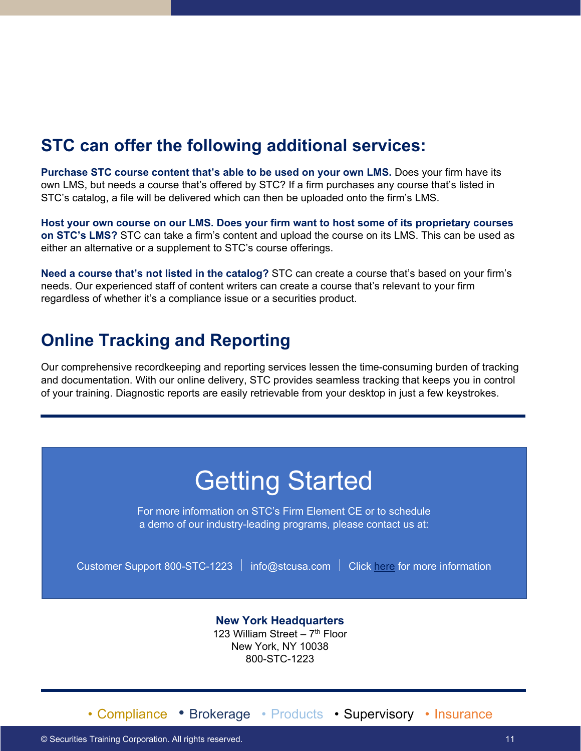## STC can offer the following additional services:

**Purchase STC course content that's able to be used on your own LMS.** Does your firm have its own LMS, but needs a course that's offered by STC? If a firm purchases any course that's listed in STC's catalog, a file will be delivered which can then be uploaded onto the firm's LMS.

**Host your own course on our LMS. Does your firm want to host some of its proprietary courses on STC's LMS?** STC can take a firm's content and upload the course on its LMS. This can be used as either an alternative or a supplement to STC's course offerings.

**Need a course that's not listed in the catalog?** STC can create a course that's based on your firm's needs. Our experienced staff of content writers can create a course that's relevant to your firm regardless of whether it's a compliance issue or a securities product.

## Online Tracking and Reporting

Our comprehensive recordkeeping and reporting services lessen the time-consuming burden of tracking and documentation. With our online delivery, STC provides seamless tracking that keeps you in control of your training. Diagnostic reports are easily retrievable from your desktop in just a few keystrokes.

---

# Getting Started

For more information on STC's Firm Element CE or to schedule a demo of our industry-leading programs, please contact us at:

Customer Support 800-STC-1223 | info@stcusa.com | Click here for more information

**New York Headquarters**
123 William Street – 7th Floor
New York, NY 10038
800-STC-1223

---

• Compliance • Brokerage • Products • Supervisory • Insurance

© Securities Training Corporation. All rights reserved.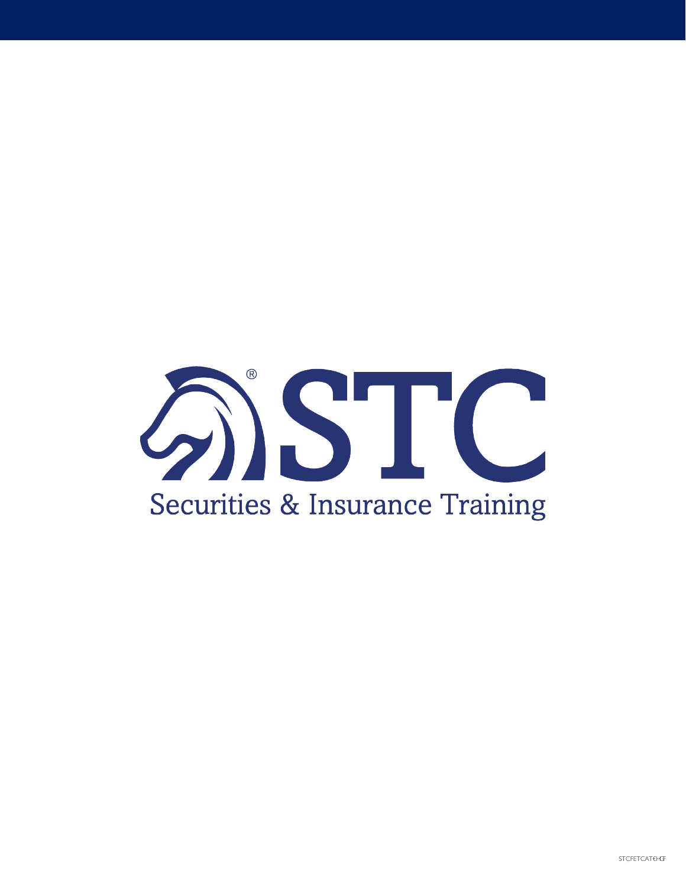STC

Securities & Insurance Training

STCFETCAT6HGF